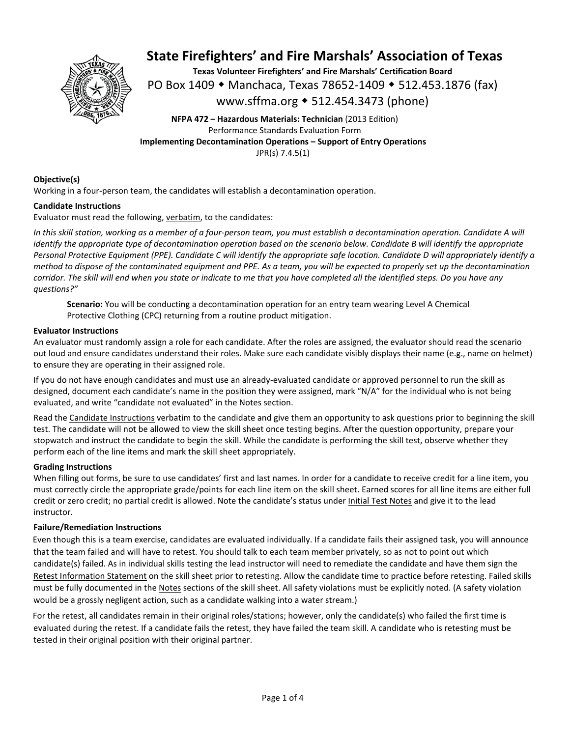# State Firefighters' and Fire Marshals' Association of Texas

**Texas Volunteer Firefighters' and Fire Marshals' Certification Board**

PO Box 1409 ◆ Manchaca, Texas 78652-1409 ◆ 512.453.1876 (fax)

www.sffma.org ◆ 512.454.3473 (phone)

**NFPA 472 – Hazardous Materials: Technician** (2013 Edition)
Performance Standards Evaluation Form
**Implementing Decontamination Operations – Support of Entry Operations**
JPR(s) 7.4.5(1)

**Objective(s)**

Working in a four-person team, the candidates will establish a decontamination operation.

**Candidate Instructions**

Evaluator must read the following, verbatim, to the candidates:

*In this skill station, working as a member of a four-person team, you must establish a decontamination operation. Candidate A will identify the appropriate type of decontamination operation based on the scenario below. Candidate B will identify the appropriate Personal Protective Equipment (PPE). Candidate C will identify the appropriate safe location. Candidate D will appropriately identify a method to dispose of the contaminated equipment and PPE. As a team, you will be expected to properly set up the decontamination corridor. The skill will end when you state or indicate to me that you have completed all the identified steps. Do you have any questions?"*

> **Scenario:** You will be conducting a decontamination operation for an entry team wearing Level A Chemical Protective Clothing (CPC) returning from a routine product mitigation.

**Evaluator Instructions**

An evaluator must randomly assign a role for each candidate. After the roles are assigned, the evaluator should read the scenario out loud and ensure candidates understand their roles. Make sure each candidate visibly displays their name (e.g., name on helmet) to ensure they are operating in their assigned role.

If you do not have enough candidates and must use an already-evaluated candidate or approved personnel to run the skill as designed, document each candidate's name in the position they were assigned, mark "N/A" for the individual who is not being evaluated, and write "candidate not evaluated" in the Notes section.

Read the Candidate Instructions verbatim to the candidate and give them an opportunity to ask questions prior to beginning the skill test. The candidate will not be allowed to view the skill sheet once testing begins. After the question opportunity, prepare your stopwatch and instruct the candidate to begin the skill. While the candidate is performing the skill test, observe whether they perform each of the line items and mark the skill sheet appropriately.

**Grading Instructions**

When filling out forms, be sure to use candidates' first and last names. In order for a candidate to receive credit for a line item, you must correctly circle the appropriate grade/points for each line item on the skill sheet. Earned scores for all line items are either full credit or zero credit; no partial credit is allowed. Note the candidate's status under Initial Test Notes and give it to the lead instructor.

**Failure/Remediation Instructions**

Even though this is a team exercise, candidates are evaluated individually. If a candidate fails their assigned task, you will announce that the team failed and will have to retest. You should talk to each team member privately, so as not to point out which candidate(s) failed. As in individual skills testing the lead instructor will need to remediate the candidate and have them sign the Retest Information Statement on the skill sheet prior to retesting. Allow the candidate time to practice before retesting. Failed skills must be fully documented in the Notes sections of the skill sheet. All safety violations must be explicitly noted. (A safety violation would be a grossly negligent action, such as a candidate walking into a water stream.)

For the retest, all candidates remain in their original roles/stations; however, only the candidate(s) who failed the first time is evaluated during the retest. If a candidate fails the retest, they have failed the team skill. A candidate who is retesting must be tested in their original position with their original partner.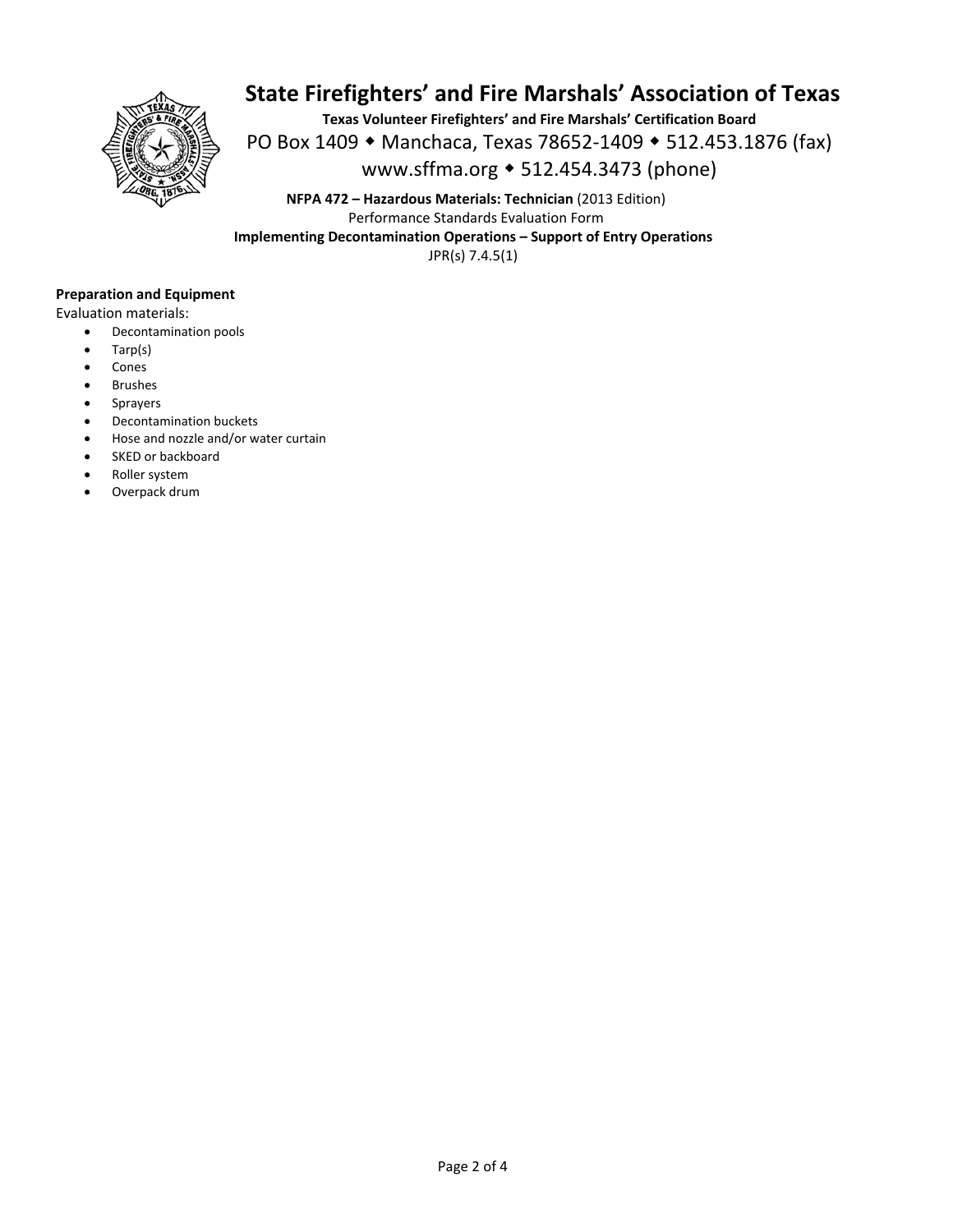# State Firefighters' and Fire Marshals' Association of Texas

**Texas Volunteer Firefighters' and Fire Marshals' Certification Board**

PO Box 1409 ◆ Manchaca, Texas 78652-1409 ◆ 512.453.1876 (fax)

www.sffma.org ◆ 512.454.3473 (phone)

**NFPA 472 – Hazardous Materials: Technician** (2013 Edition)

Performance Standards Evaluation Form

**Implementing Decontamination Operations – Support of Entry Operations**

JPR(s) 7.4.5(1)

**Preparation and Equipment**

Evaluation materials:

- Decontamination pools
- Tarp(s)
- Cones
- Brushes
- Sprayers
- Decontamination buckets
- Hose and nozzle and/or water curtain
- SKED or backboard
- Roller system
- Overpack drum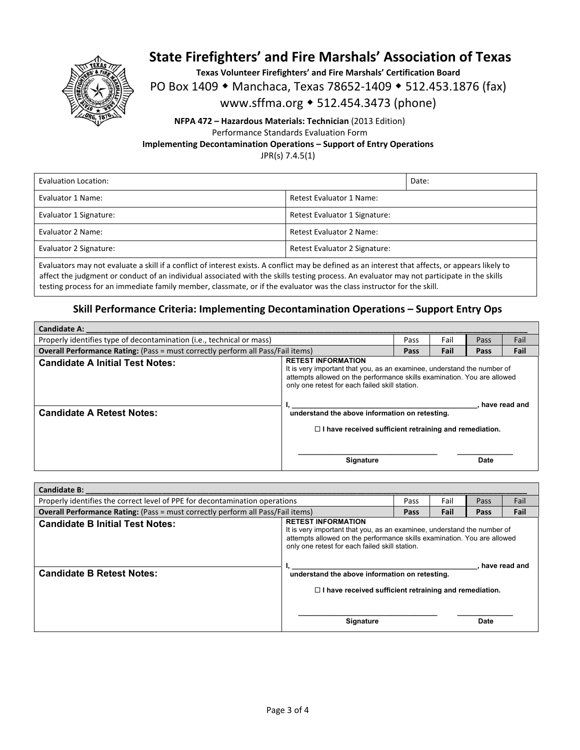# State Firefighters' and Fire Marshals' Association of Texas

**Texas Volunteer Firefighters' and Fire Marshals' Certification Board**

PO Box 1409 ◆ Manchaca, Texas 78652-1409 ◆ 512.453.1876 (fax)

www.sffma.org ◆ 512.454.3473 (phone)

**NFPA 472 – Hazardous Materials: Technician** (2013 Edition)

Performance Standards Evaluation Form

**Implementing Decontamination Operations – Support of Entry Operations**

JPR(s) 7.4.5(1)

| Evaluation Location: | | Date: |
|---|---|---|
| Evaluator 1 Name: | Retest Evaluator 1 Name: | |
| Evaluator 1 Signature: | Retest Evaluator 1 Signature: | |
| Evaluator 2 Name: | Retest Evaluator 2 Name: | |
| Evaluator 2 Signature: | Retest Evaluator 2 Signature: | |

Evaluators may not evaluate a skill if a conflict of interest exists. A conflict may be defined as an interest that affects, or appears likely to affect the judgment or conduct of an individual associated with the skills testing process. An evaluator may not participate in the skills testing process for an immediate family member, classmate, or if the evaluator was the class instructor for the skill.

## Skill Performance Criteria: Implementing Decontamination Operations – Support Entry Ops

| **Candidate A:** ____________________ | | | | |
|---|---|---|---|---|
| Properly identifies type of decontamination (i.e., technical or mass) | Pass | Fail | Pass | Fail |
| **Overall Performance Rating:** (Pass = must correctly perform all Pass/Fail items) | **Pass** | **Fail** | **Pass** | **Fail** |

**Candidate A Initial Test Notes:**

**Candidate A Retest Notes:**

**RETEST INFORMATION**
It is very important that you, as an examinee, understand the number of attempts allowed on the performance skills examination. You are allowed only one retest for each failed skill station.

**I, ______________________, have read and understand the above information on retesting.**

☐ **I have received sufficient retraining and remediation.**

______________________ **Signature** ______________ **Date**

| **Candidate B:** ____________________ | | | | |
|---|---|---|---|---|
| Properly identifies the correct level of PPE for decontamination operations | Pass | Fail | Pass | Fail |
| **Overall Performance Rating:** (Pass = must correctly perform all Pass/Fail items) | **Pass** | **Fail** | **Pass** | **Fail** |

**Candidate B Initial Test Notes:**

**Candidate B Retest Notes:**

**RETEST INFORMATION**
It is very important that you, as an examinee, understand the number of attempts allowed on the performance skills examination. You are allowed only one retest for each failed skill station.

**I, ______________________, have read and understand the above information on retesting.**

☐ **I have received sufficient retraining and remediation.**

______________________ **Signature** ______________ **Date**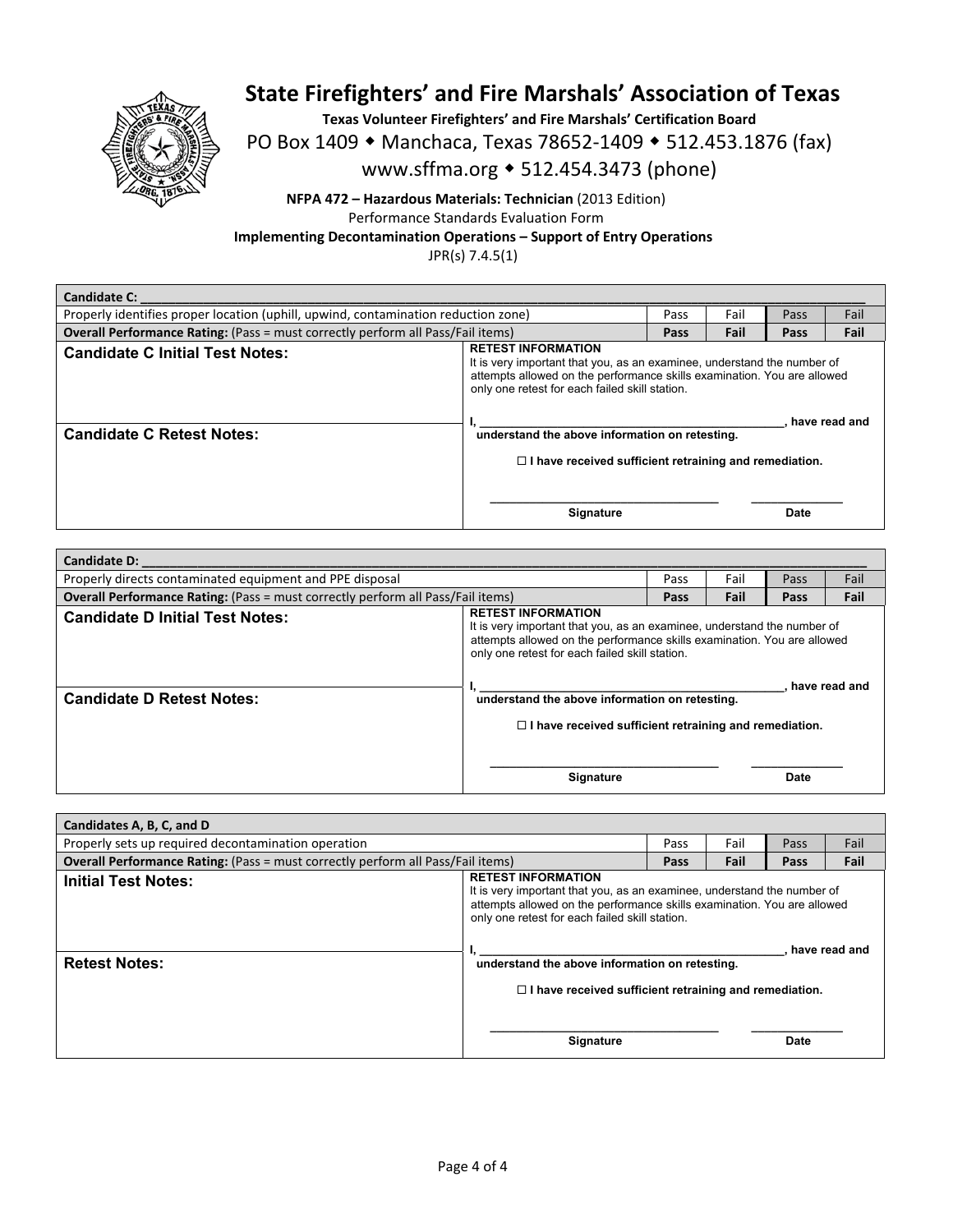# State Firefighters' and Fire Marshals' Association of Texas

**Texas Volunteer Firefighters' and Fire Marshals' Certification Board**

PO Box 1409 ◆ Manchaca, Texas 78652-1409 ◆ 512.453.1876 (fax)

www.sffma.org ◆ 512.454.3473 (phone)

**NFPA 472 – Hazardous Materials: Technician** (2013 Edition)

Performance Standards Evaluation Form

**Implementing Decontamination Operations – Support of Entry Operations**

JPR(s) 7.4.5(1)

| **Candidate C:** ______________________________ | | | | |
|---|---|---|---|---|
| Properly identifies proper location (uphill, upwind, contamination reduction zone) | Pass | Fail | Pass | Fail |
| **Overall Performance Rating:** (Pass = must correctly perform all Pass/Fail items) | **Pass** | **Fail** | **Pass** | **Fail** |

**Candidate C Initial Test Notes:**

**Candidate C Retest Notes:**

**RETEST INFORMATION**
It is very important that you, as an examinee, understand the number of attempts allowed on the performance skills examination. You are allowed only one retest for each failed skill station.

**I, ______________________________, have read and understand the above information on retesting.**

☐ **I have received sufficient retraining and remediation.**

______________________________ ______________
**Signature** **Date**

| **Candidate D:** ______________________________ | | | | |
|---|---|---|---|---|
| Properly directs contaminated equipment and PPE disposal | Pass | Fail | Pass | Fail |
| **Overall Performance Rating:** (Pass = must correctly perform all Pass/Fail items) | **Pass** | **Fail** | **Pass** | **Fail** |

**Candidate D Initial Test Notes:**

**Candidate D Retest Notes:**

**RETEST INFORMATION**
It is very important that you, as an examinee, understand the number of attempts allowed on the performance skills examination. You are allowed only one retest for each failed skill station.

**I, ______________________________, have read and understand the above information on retesting.**

☐ **I have received sufficient retraining and remediation.**

______________________________ ______________
**Signature** **Date**

| **Candidates A, B, C, and D** | | | | |
|---|---|---|---|---|
| Properly sets up required decontamination operation | Pass | Fail | Pass | Fail |
| **Overall Performance Rating:** (Pass = must correctly perform all Pass/Fail items) | **Pass** | **Fail** | **Pass** | **Fail** |

**Initial Test Notes:**

**Retest Notes:**

**RETEST INFORMATION**
It is very important that you, as an examinee, understand the number of attempts allowed on the performance skills examination. You are allowed only one retest for each failed skill station.

**I, ______________________________, have read and understand the above information on retesting.**

☐ **I have received sufficient retraining and remediation.**

______________________________ ______________
**Signature** **Date**